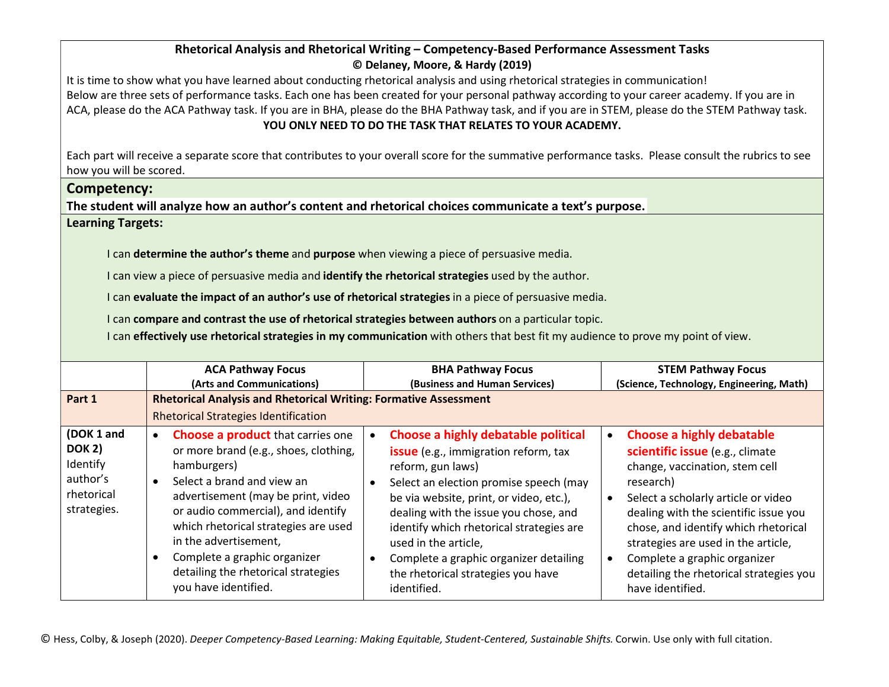**Rhetorical Analysis and Rhetorical Writing – Competency-Based Performance Assessment Tasks**
**© Delaney, Moore, & Hardy (2019)**

It is time to show what you have learned about conducting rhetorical analysis and using rhetorical strategies in communication!
Below are three sets of performance tasks. Each one has been created for your personal pathway according to your career academy. If you are in ACA, please do the ACA Pathway task. If you are in BHA, please do the BHA Pathway task, and if you are in STEM, please do the STEM Pathway task.

**YOU ONLY NEED TO DO THE TASK THAT RELATES TO YOUR ACADEMY.**

Each part will receive a separate score that contributes to your overall score for the summative performance tasks. Please consult the rubrics to see how you will be scored.

## Competency:

**The student will analyze how an author's content and rhetorical choices communicate a text's purpose.**

**Learning Targets:**

I can **determine the author's theme** and **purpose** when viewing a piece of persuasive media.

I can view a piece of persuasive media and **identify the rhetorical strategies** used by the author.

I can **evaluate the impact of an author's use of rhetorical strategies** in a piece of persuasive media.

I can **compare and contrast the use of rhetorical strategies between authors** on a particular topic.

I can **effectively use rhetorical strategies in my communication** with others that best fit my audience to prove my point of view.

| | **ACA Pathway Focus (Arts and Communications)** | **BHA Pathway Focus (Business and Human Services)** | **STEM Pathway Focus (Science, Technology, Engineering, Math)** |
|---|---|---|---|
| **Part 1** | **Rhetorical Analysis and Rhetorical Writing: Formative Assessment** Rhetorical Strategies Identification | | |
| **(DOK 1 and DOK 2)** Identify author's rhetorical strategies. | • **Choose a product** that carries one or more brand (e.g., shoes, clothing, hamburgers)<br>• Select a brand and view an advertisement (may be print, video or audio commercial), and identify which rhetorical strategies are used in the advertisement,<br>• Complete a graphic organizer detailing the rhetorical strategies you have identified. | • **Choose a highly debatable political issue** (e.g., immigration reform, tax reform, gun laws)<br>• Select an election promise speech (may be via website, print, or video, etc.), dealing with the issue you chose, and identify which rhetorical strategies are used in the article,<br>• Complete a graphic organizer detailing the rhetorical strategies you have identified. | • **Choose a highly debatable scientific issue** (e.g., climate change, vaccination, stem cell research)<br>• Select a scholarly article or video dealing with the scientific issue you chose, and identify which rhetorical strategies are used in the article,<br>• Complete a graphic organizer detailing the rhetorical strategies you have identified. |

© Hess, Colby, & Joseph (2020). *Deeper Competency-Based Learning: Making Equitable, Student-Centered, Sustainable Shifts.* Corwin. Use only with full citation.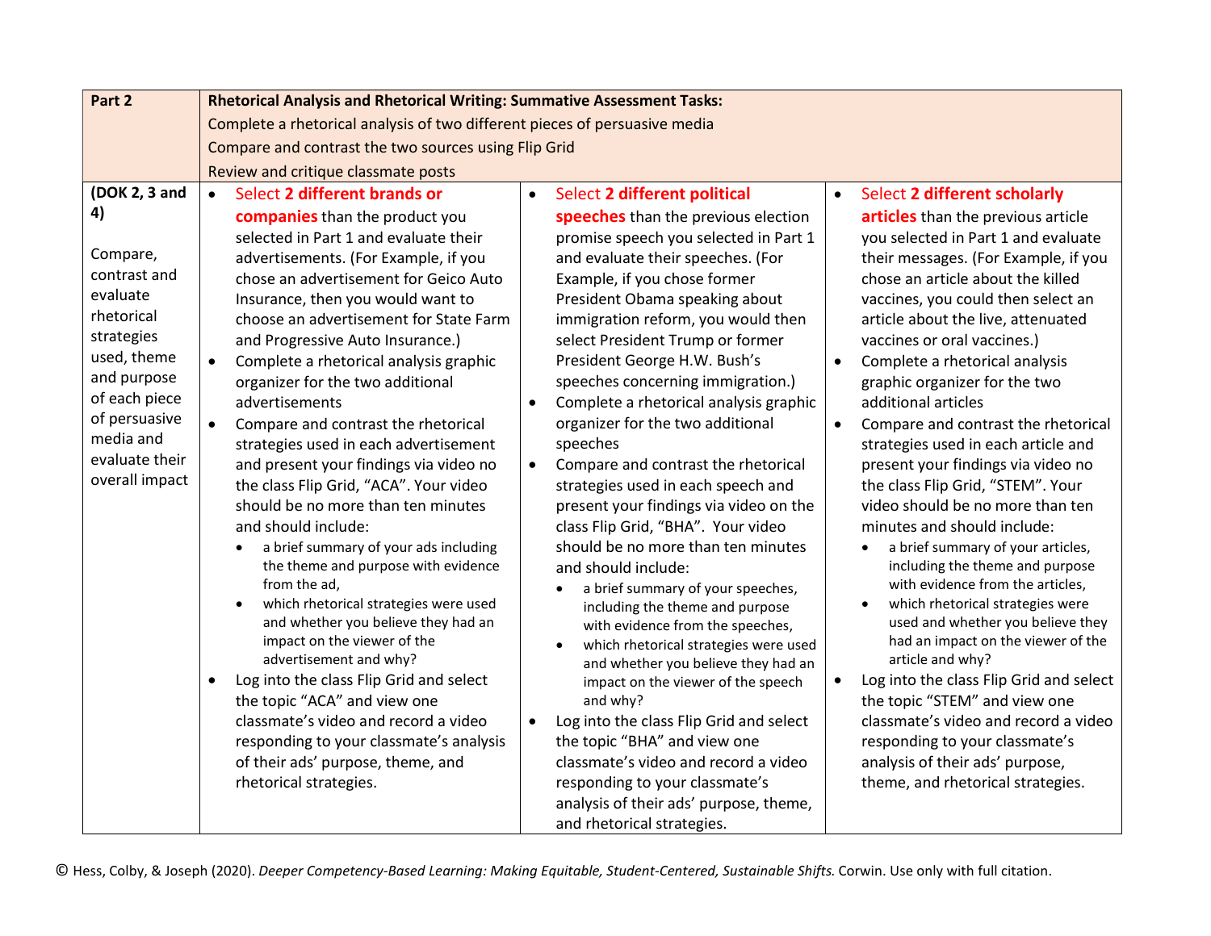| Part 2 | **Rhetorical Analysis and Rhetorical Writing: Summative Assessment Tasks:**<br>Complete a rhetorical analysis of two different pieces of persuasive media<br>Compare and contrast the two sources using Flip Grid<br>Review and critique classmate posts | | |
|---|---|---|---|
| **(DOK 2, 3 and 4)**<br><br>Compare, contrast and evaluate rhetorical strategies used, theme and purpose of each piece of persuasive media and evaluate their overall impact | • Select **2 different brands or companies** than the product you selected in Part 1 and evaluate their advertisements. (For Example, if you chose an advertisement for Geico Auto Insurance, then you would want to choose an advertisement for State Farm and Progressive Auto Insurance.)<br>• Complete a rhetorical analysis graphic organizer for the two additional advertisements<br>• Compare and contrast the rhetorical strategies used in each advertisement and present your findings via video no the class Flip Grid, "ACA". Your video should be no more than ten minutes and should include:<br>  ◦ a brief summary of your ads including the theme and purpose with evidence from the ad,<br>  ◦ which rhetorical strategies were used and whether you believe they had an impact on the viewer of the advertisement and why?<br>• Log into the class Flip Grid and select the topic "ACA" and view one classmate's video and record a video responding to your classmate's analysis of their ads' purpose, theme, and rhetorical strategies. | • Select **2 different political speeches** than the previous election promise speech you selected in Part 1 and evaluate their speeches. (For Example, if you chose former President Obama speaking about immigration reform, you would then select President Trump or former President George H.W. Bush's speeches concerning immigration.)<br>• Complete a rhetorical analysis graphic organizer for the two additional speeches<br>• Compare and contrast the rhetorical strategies used in each speech and present your findings via video on the class Flip Grid, "BHA". Your video should be no more than ten minutes and should include:<br>  ◦ a brief summary of your speeches, including the theme and purpose with evidence from the speeches,<br>  ◦ which rhetorical strategies were used and whether you believe they had an impact on the viewer of the speech and why?<br>• Log into the class Flip Grid and select the topic "BHA" and view one classmate's video and record a video responding to your classmate's analysis of their ads' purpose, theme, and rhetorical strategies. | • Select **2 different scholarly articles** than the previous article you selected in Part 1 and evaluate their messages. (For Example, if you chose an article about the killed vaccines, you could then select an article about the live, attenuated vaccines or oral vaccines.)<br>• Complete a rhetorical analysis graphic organizer for the two additional articles<br>• Compare and contrast the rhetorical strategies used in each article and present your findings via video no the class Flip Grid, "STEM". Your video should be no more than ten minutes and should include:<br>  ◦ a brief summary of your articles, including the theme and purpose with evidence from the articles,<br>  ◦ which rhetorical strategies were used and whether you believe they had an impact on the viewer of the article and why?<br>• Log into the class Flip Grid and select the topic "STEM" and view one classmate's video and record a video responding to your classmate's analysis of their ads' purpose, theme, and rhetorical strategies. |

© Hess, Colby, & Joseph (2020). *Deeper Competency-Based Learning: Making Equitable, Student-Centered, Sustainable Shifts.* Corwin. Use only with full citation.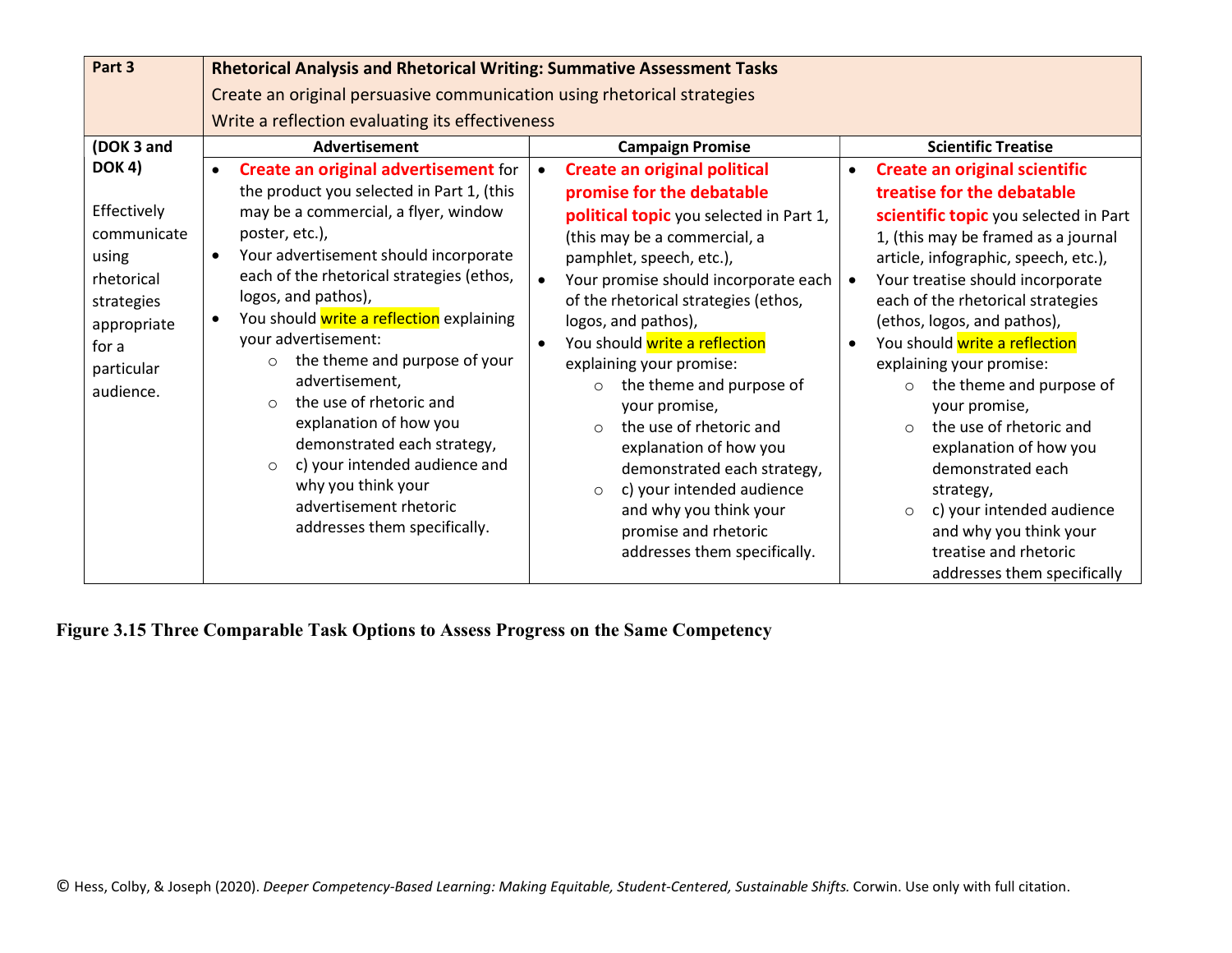| Part 3 | Rhetorical Analysis and Rhetorical Writing: Summative Assessment Tasks<br>Create an original persuasive communication using rhetorical strategies<br>Write a reflection evaluating its effectiveness | | |
|---|---|---|---|
| **(DOK 3 and DOK 4)**<br><br>Effectively communicate using rhetorical strategies appropriate for a particular audience. | **Advertisement**<br><br>• **Create an original advertisement** for the product you selected in Part 1, (this may be a commercial, a flyer, window poster, etc.),<br>• Your advertisement should incorporate each of the rhetorical strategies (ethos, logos, and pathos),<br>• You should write a reflection explaining your advertisement:<br>  ○ the theme and purpose of your advertisement,<br>  ○ the use of rhetoric and explanation of how you demonstrated each strategy,<br>  ○ c) your intended audience and why you think your advertisement rhetoric addresses them specifically. | **Campaign Promise**<br><br>• **Create an original political promise for the debatable political topic** you selected in Part 1, (this may be a commercial, a pamphlet, speech, etc.),<br>• Your promise should incorporate each of the rhetorical strategies (ethos, logos, and pathos),<br>• You should write a reflection explaining your promise:<br>  ○ the theme and purpose of your promise,<br>  ○ the use of rhetoric and explanation of how you demonstrated each strategy,<br>  ○ c) your intended audience and why you think your promise and rhetoric addresses them specifically. | **Scientific Treatise**<br><br>• **Create an original scientific treatise for the debatable scientific topic** you selected in Part 1, (this may be framed as a journal article, infographic, speech, etc.),<br>• Your treatise should incorporate each of the rhetorical strategies (ethos, logos, and pathos),<br>• You should write a reflection explaining your promise:<br>  ○ the theme and purpose of your promise,<br>  ○ the use of rhetoric and explanation of how you demonstrated each strategy,<br>  ○ c) your intended audience and why you think your treatise and rhetoric addresses them specifically |

**Figure 3.15 Three Comparable Task Options to Assess Progress on the Same Competency**

© Hess, Colby, & Joseph (2020). *Deeper Competency-Based Learning: Making Equitable, Student-Centered, Sustainable Shifts.* Corwin. Use only with full citation.